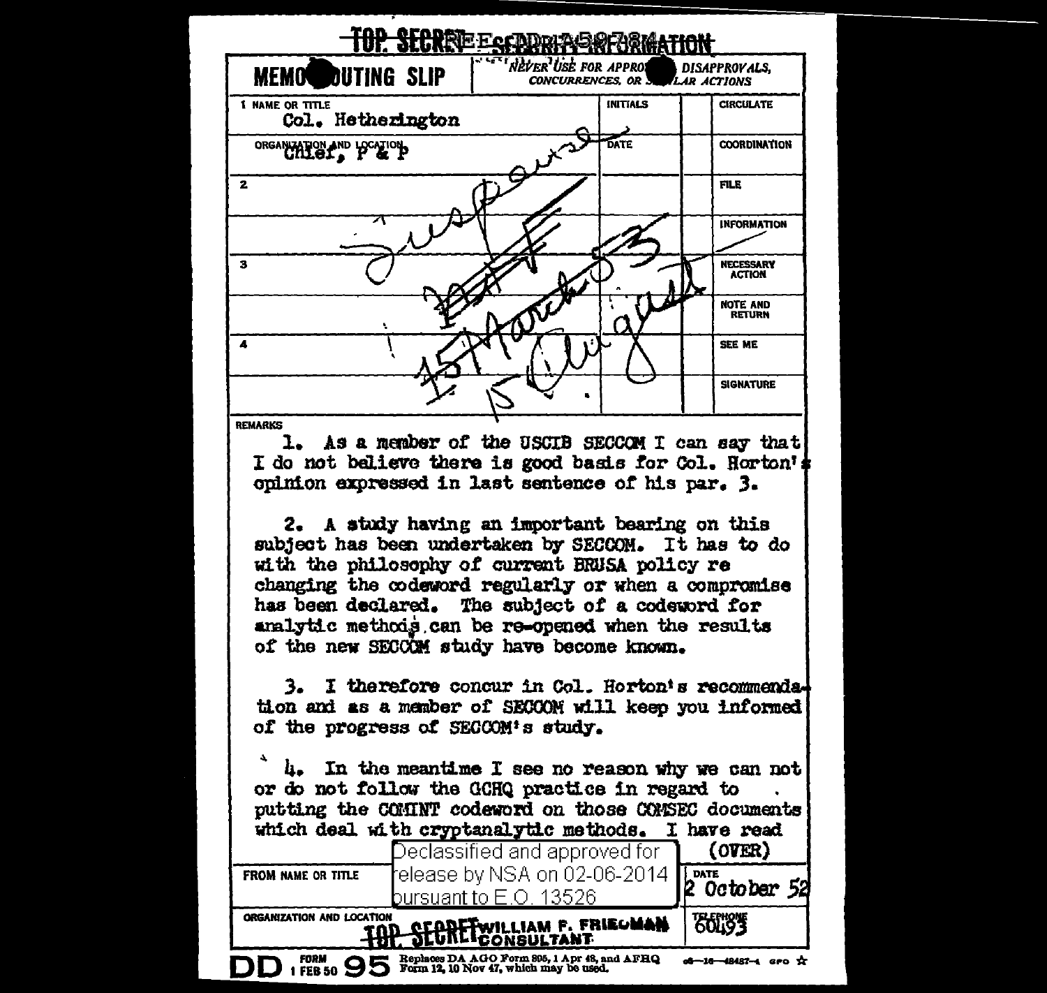TOP SECRET - SECURITY INFORMATION

**MEMO ROUTING SLIP** — *NEVER USE FOR APPROVALS, DISAPPROVALS, CONCURRENCES, OR SIMILAR ACTIONS*

| | INITIALS | | |
|---|---|---|---|
| 1 NAME OR TITLE<br>Col. Hetherington | INITIALS | | CIRCULATE |
| ORGANIZATION AND LOCATION<br>Chief, P & P | DATE | | COORDINATION |
| 2 | | | FILE |
| | | | INFORMATION |
| 3 | | | NECESSARY ACTION |
| | | | NOTE AND RETURN |
| 4 | | | SEE ME |
| | | | SIGNATURE |

Suspense
15 March 53
15 August

REMARKS

1. As a member of the USCIB SECCOM I can say that I do not believe there is good basis for Col. Horton's opinion expressed in last sentence of his par. 3.

2. A study having an important bearing on this subject has been undertaken by SECCOM. It has to do with the philosophy of current BRUSA policy re changing the codeword regularly or when a compromise has been declared. The subject of a codeword for analytic methods can be re-opened when the results of the new SECCOM study have become known.

3. I therefore concur in Col. Horton's recommendation and as a member of SECCOM will keep you informed of the progress of SECCOM's study.

4. In the meantime I see no reason why we can not or do not follow the GCHQ practice in regard to putting the COMINT codeword on those COMSEC documents which deal with cryptanalytic methods. I have read (OVER)

Declassified and approved for release by NSA on 02-06-2014 pursuant to E.O. 13526

| FROM NAME OR TITLE | DATE |
|---|---|
| WILLIAM F. FRIEDMAN | 2 October 52 |
| ORGANIZATION AND LOCATION<br>CONSULTANT | TELEPHONE<br>60493 |

TOP SECRET

DD FORM 1 FEB 50 95 Replaces DA AGO Form 895, 1 Apr 48, and AFHQ Form 12, 10 Nov 47, which may be used.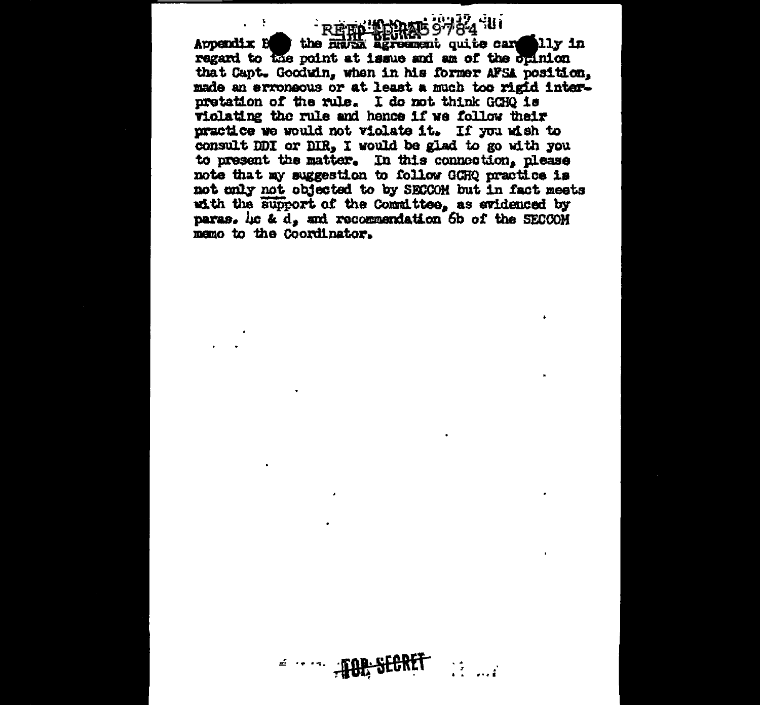Appendix B of the BRUSA agreement quite carefully in regard to the point at issue and am of the opinion that Capt. Goodwin, when in his former AFSA position, made an erroneous or at least a much too rigid interpretation of the rule. I do not think GCHQ is violating the rule and hence if we follow their practice we would not violate it. If you wish to consult DDI or DIR, I would be glad to go with you to present the matter. In this connection, please note that my suggestion to follow GCHQ practice is not only not objected to by SECCOM but in fact meets with the support of the Committee, as evidenced by paras. 4c & d, and recommendation 6b of the SECCOM memo to the Coordinator.

TOP SECRET